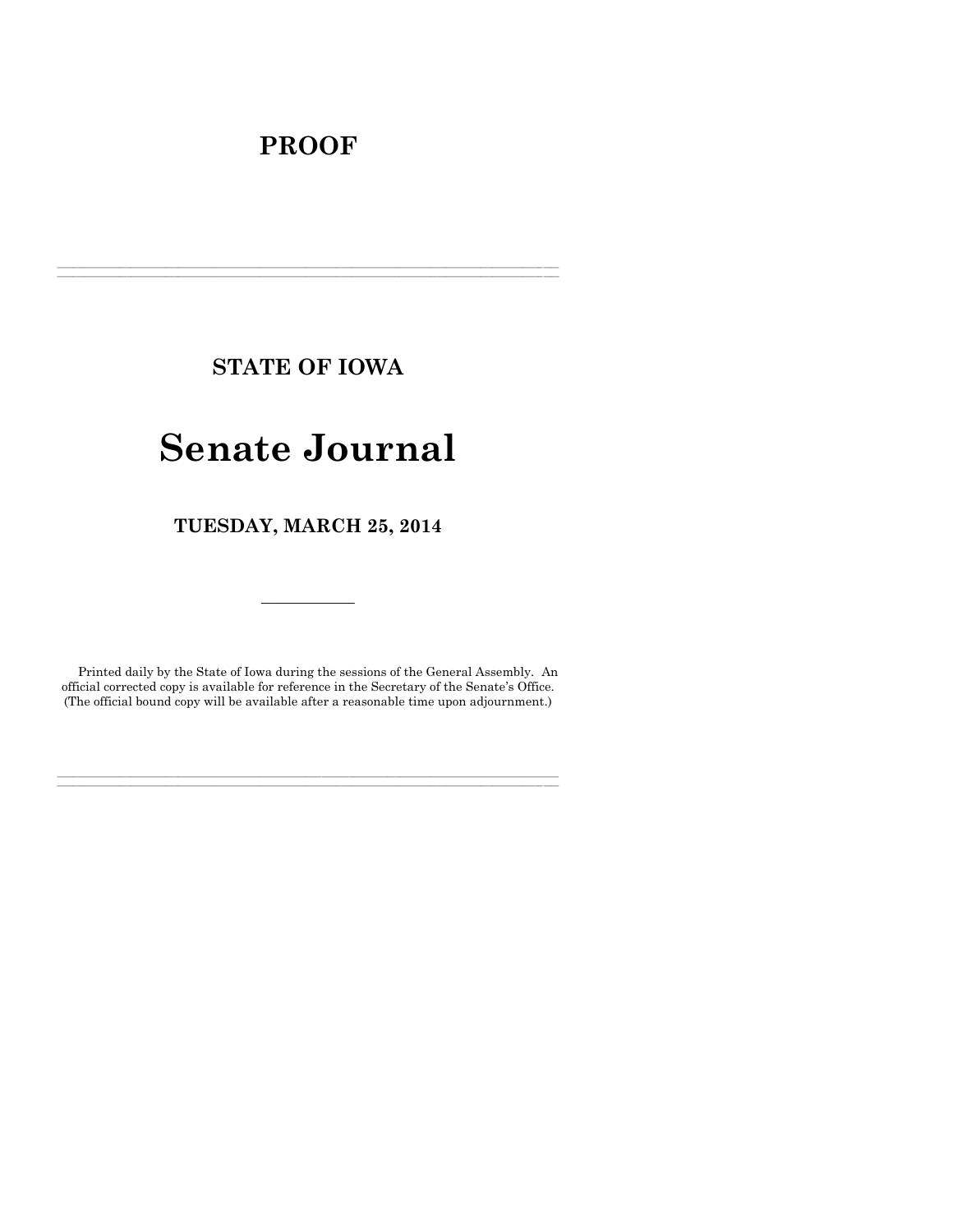# PROOF

---

## STATE OF IOWA

# Senate Journal

## TUESDAY, MARCH 25, 2014

---

Printed daily by the State of Iowa during the sessions of the General Assembly. An official corrected copy is available for reference in the Secretary of the Senate's Office. (The official bound copy will be available after a reasonable time upon adjournment.)

---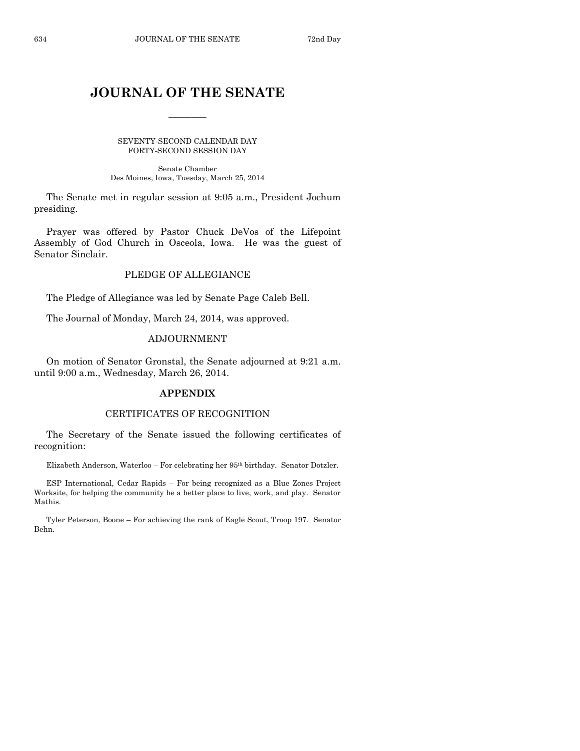# JOURNAL OF THE SENATE

SEVENTY-SECOND CALENDAR DAY
FORTY-SECOND SESSION DAY

Senate Chamber
Des Moines, Iowa, Tuesday, March 25, 2014

The Senate met in regular session at 9:05 a.m., President Jochum presiding.

Prayer was offered by Pastor Chuck DeVos of the Lifepoint Assembly of God Church in Osceola, Iowa. He was the guest of Senator Sinclair.

## PLEDGE OF ALLEGIANCE

The Pledge of Allegiance was led by Senate Page Caleb Bell.

The Journal of Monday, March 24, 2014, was approved.

## ADJOURNMENT

On motion of Senator Gronstal, the Senate adjourned at 9:21 a.m. until 9:00 a.m., Wednesday, March 26, 2014.

## APPENDIX

## CERTIFICATES OF RECOGNITION

The Secretary of the Senate issued the following certificates of recognition:

Elizabeth Anderson, Waterloo – For celebrating her 95th birthday. Senator Dotzler.

ESP International, Cedar Rapids – For being recognized as a Blue Zones Project Worksite, for helping the community be a better place to live, work, and play. Senator Mathis.

Tyler Peterson, Boone – For achieving the rank of Eagle Scout, Troop 197. Senator Behn.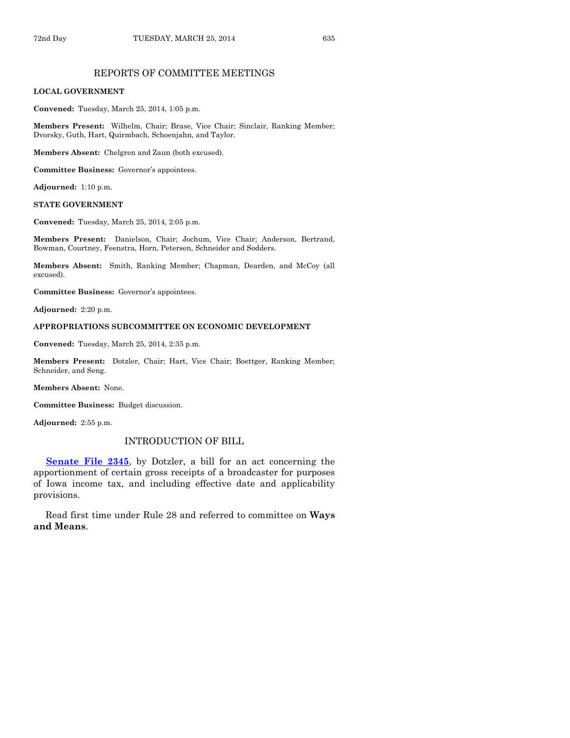## REPORTS OF COMMITTEE MEETINGS

### LOCAL GOVERNMENT

**Convened:** Tuesday, March 25, 2014, 1:05 p.m.

**Members Present:** Wilhelm, Chair; Brase, Vice Chair; Sinclair, Ranking Member; Dvorsky, Guth, Hart, Quirmbach, Schoenjahn, and Taylor.

**Members Absent:** Chelgren and Zaun (both excused).

**Committee Business:** Governor's appointees.

**Adjourned:** 1:10 p.m.

### STATE GOVERNMENT

**Convened:** Tuesday, March 25, 2014, 2:05 p.m.

**Members Present:** Danielson, Chair; Jochum, Vice Chair; Anderson, Bertrand, Bowman, Courtney, Feenstra, Horn, Petersen, Schneider and Sodders.

**Members Absent:** Smith, Ranking Member; Chapman, Dearden, and McCoy (all excused).

**Committee Business:** Governor's appointees.

**Adjourned:** 2:20 p.m.

### APPROPRIATIONS SUBCOMMITTEE ON ECONOMIC DEVELOPMENT

**Convened:** Tuesday, March 25, 2014, 2:35 p.m.

**Members Present:** Dotzler, Chair; Hart, Vice Chair; Boettger, Ranking Member; Schneider, and Seng.

**Members Absent:** None.

**Committee Business:** Budget discussion.

**Adjourned:** 2:55 p.m.

## INTRODUCTION OF BILL

**Senate File 2345**, by Dotzler, a bill for an act concerning the apportionment of certain gross receipts of a broadcaster for purposes of Iowa income tax, and including effective date and applicability provisions.

Read first time under Rule 28 and referred to committee on **Ways and Means**.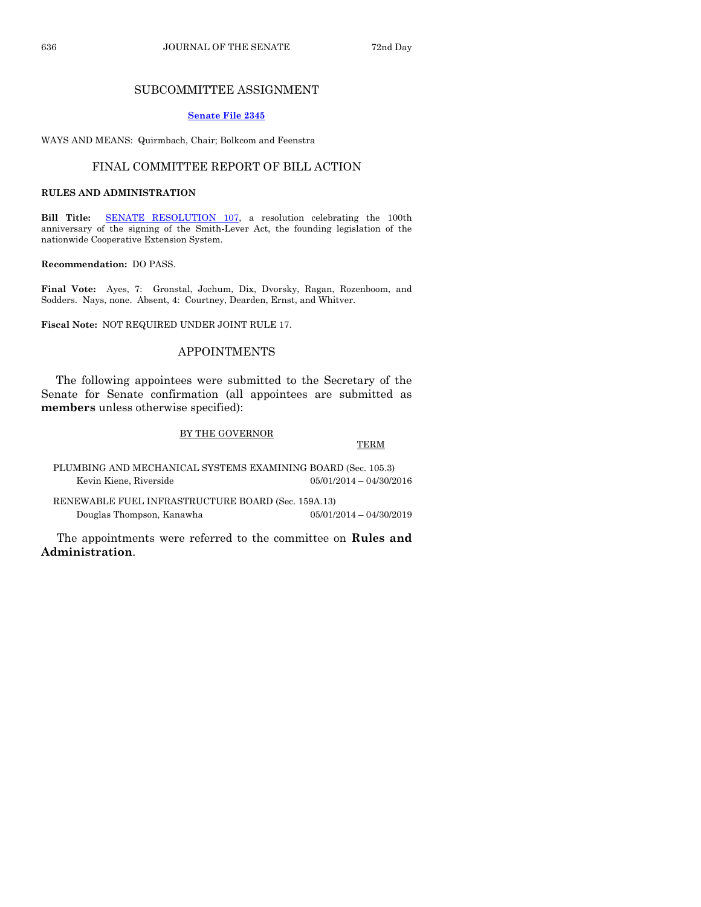## SUBCOMMITTEE ASSIGNMENT

**Senate File 2345**

WAYS AND MEANS: Quirmbach, Chair; Bolkcom and Feenstra

## FINAL COMMITTEE REPORT OF BILL ACTION

**RULES AND ADMINISTRATION**

**Bill Title:** SENATE RESOLUTION 107, a resolution celebrating the 100th anniversary of the signing of the Smith-Lever Act, the founding legislation of the nationwide Cooperative Extension System.

**Recommendation:** DO PASS.

**Final Vote:** Ayes, 7: Gronstal, Jochum, Dix, Dvorsky, Ragan, Rozenboom, and Sodders. Nays, none. Absent, 4: Courtney, Dearden, Ernst, and Whitver.

**Fiscal Note:** NOT REQUIRED UNDER JOINT RULE 17.

## APPOINTMENTS

The following appointees were submitted to the Secretary of the Senate for Senate confirmation (all appointees are submitted as **members** unless otherwise specified):

BY THE GOVERNOR

| | TERM |
|---|---|
| PLUMBING AND MECHANICAL SYSTEMS EXAMINING BOARD (Sec. 105.3) | |
| Kevin Kiene, Riverside | 05/01/2014 – 04/30/2016 |
| RENEWABLE FUEL INFRASTRUCTURE BOARD (Sec. 159A.13) | |
| Douglas Thompson, Kanawha | 05/01/2014 – 04/30/2019 |

The appointments were referred to the committee on **Rules and Administration**.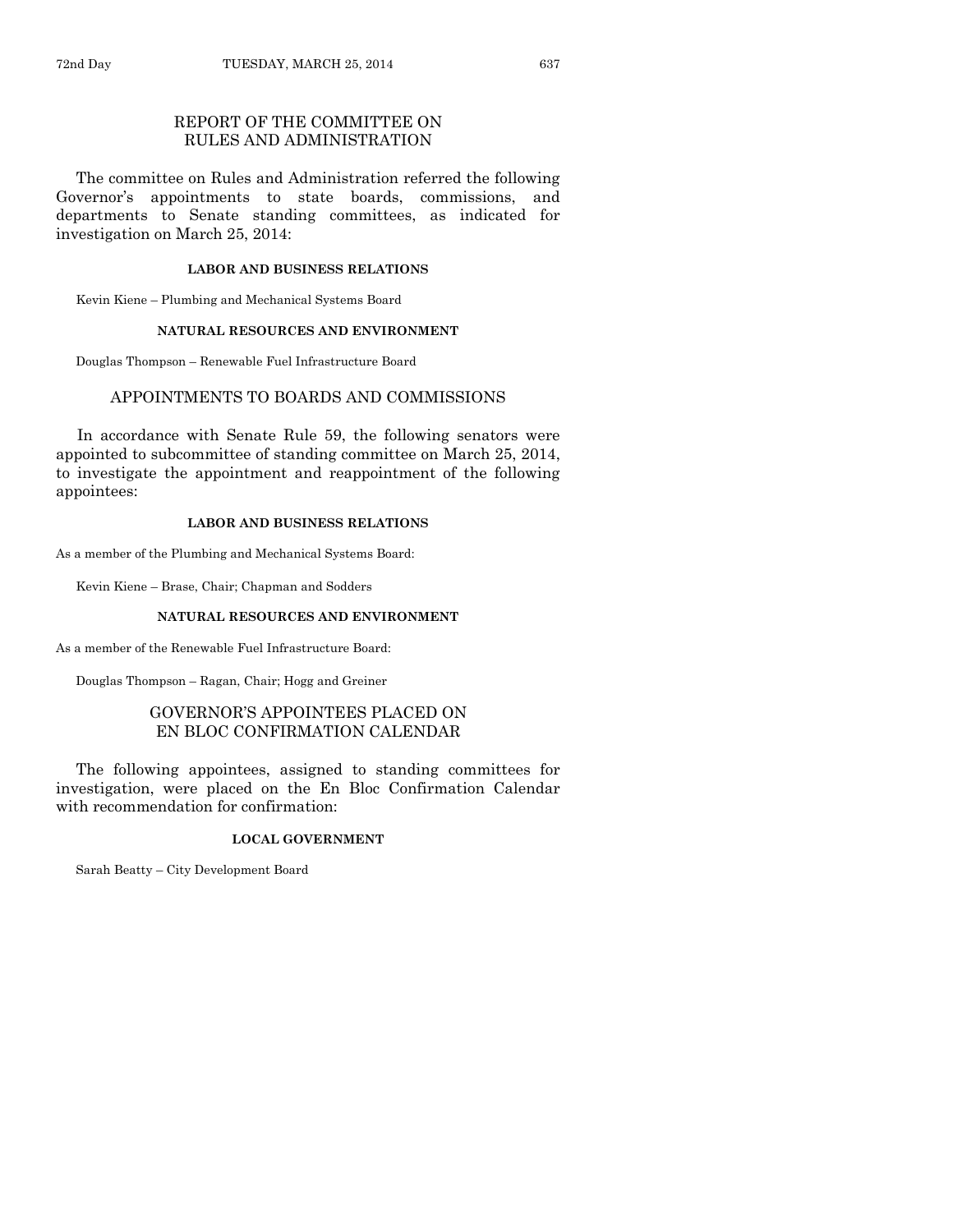## REPORT OF THE COMMITTEE ON RULES AND ADMINISTRATION

The committee on Rules and Administration referred the following Governor's appointments to state boards, commissions, and departments to Senate standing committees, as indicated for investigation on March 25, 2014:

**LABOR AND BUSINESS RELATIONS**

Kevin Kiene – Plumbing and Mechanical Systems Board

**NATURAL RESOURCES AND ENVIRONMENT**

Douglas Thompson – Renewable Fuel Infrastructure Board

## APPOINTMENTS TO BOARDS AND COMMISSIONS

In accordance with Senate Rule 59, the following senators were appointed to subcommittee of standing committee on March 25, 2014, to investigate the appointment and reappointment of the following appointees:

**LABOR AND BUSINESS RELATIONS**

As a member of the Plumbing and Mechanical Systems Board:

Kevin Kiene – Brase, Chair; Chapman and Sodders

**NATURAL RESOURCES AND ENVIRONMENT**

As a member of the Renewable Fuel Infrastructure Board:

Douglas Thompson – Ragan, Chair; Hogg and Greiner

## GOVERNOR'S APPOINTEES PLACED ON EN BLOC CONFIRMATION CALENDAR

The following appointees, assigned to standing committees for investigation, were placed on the En Bloc Confirmation Calendar with recommendation for confirmation:

**LOCAL GOVERNMENT**

Sarah Beatty – City Development Board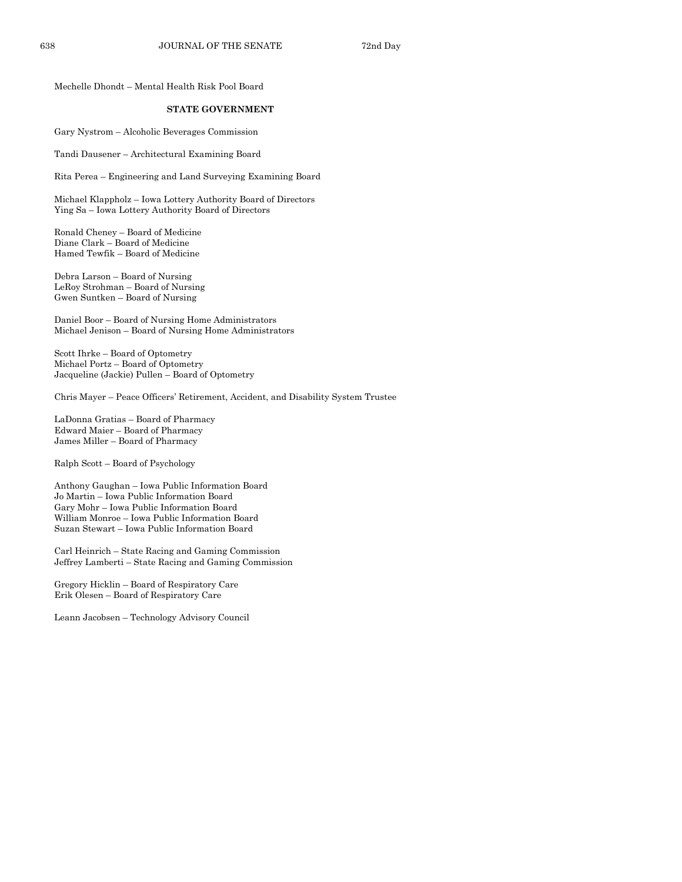Mechelle Dhondt – Mental Health Risk Pool Board

**STATE GOVERNMENT**

Gary Nystrom – Alcoholic Beverages Commission

Tandi Dausener – Architectural Examining Board

Rita Perea – Engineering and Land Surveying Examining Board

Michael Klappholz – Iowa Lottery Authority Board of Directors
Ying Sa – Iowa Lottery Authority Board of Directors

Ronald Cheney – Board of Medicine
Diane Clark – Board of Medicine
Hamed Tewfik – Board of Medicine

Debra Larson – Board of Nursing
LeRoy Strohman – Board of Nursing
Gwen Suntken – Board of Nursing

Daniel Boor – Board of Nursing Home Administrators
Michael Jenison – Board of Nursing Home Administrators

Scott Ihrke – Board of Optometry
Michael Portz – Board of Optometry
Jacqueline (Jackie) Pullen – Board of Optometry

Chris Mayer – Peace Officers' Retirement, Accident, and Disability System Trustee

LaDonna Gratias – Board of Pharmacy
Edward Maier – Board of Pharmacy
James Miller – Board of Pharmacy

Ralph Scott – Board of Psychology

Anthony Gaughan – Iowa Public Information Board
Jo Martin – Iowa Public Information Board
Gary Mohr – Iowa Public Information Board
William Monroe – Iowa Public Information Board
Suzan Stewart – Iowa Public Information Board

Carl Heinrich – State Racing and Gaming Commission
Jeffrey Lamberti – State Racing and Gaming Commission

Gregory Hicklin – Board of Respiratory Care
Erik Olesen – Board of Respiratory Care

Leann Jacobsen – Technology Advisory Council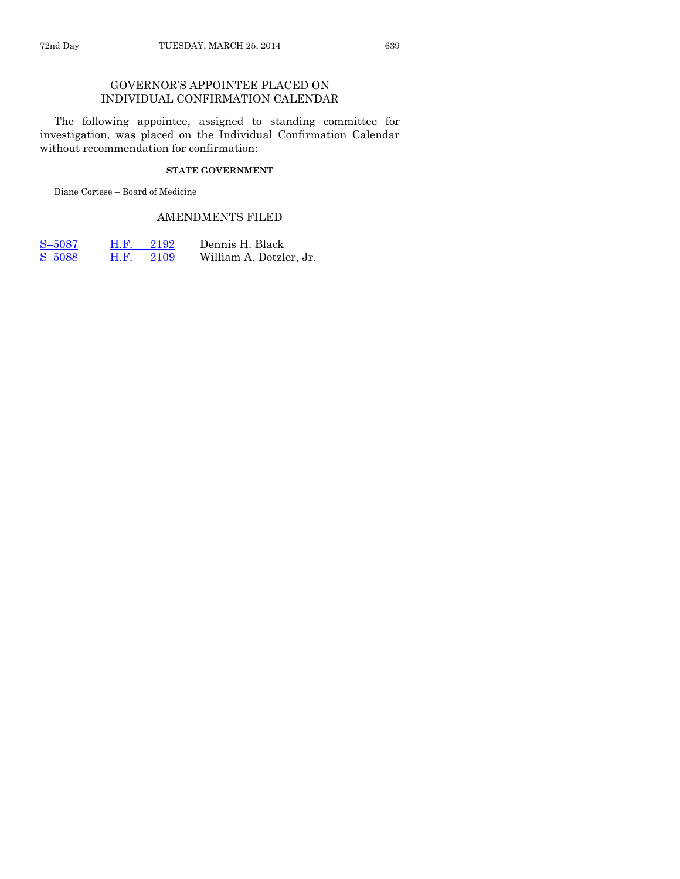## GOVERNOR'S APPOINTEE PLACED ON INDIVIDUAL CONFIRMATION CALENDAR

The following appointee, assigned to standing committee for investigation, was placed on the Individual Confirmation Calendar without recommendation for confirmation:

**STATE GOVERNMENT**

Diane Cortese – Board of Medicine

## AMENDMENTS FILED

| | | |
|---|---|---|
| S–5087 | H.F. 2192 | Dennis H. Black |
| S–5088 | H.F. 2109 | William A. Dotzler, Jr. |